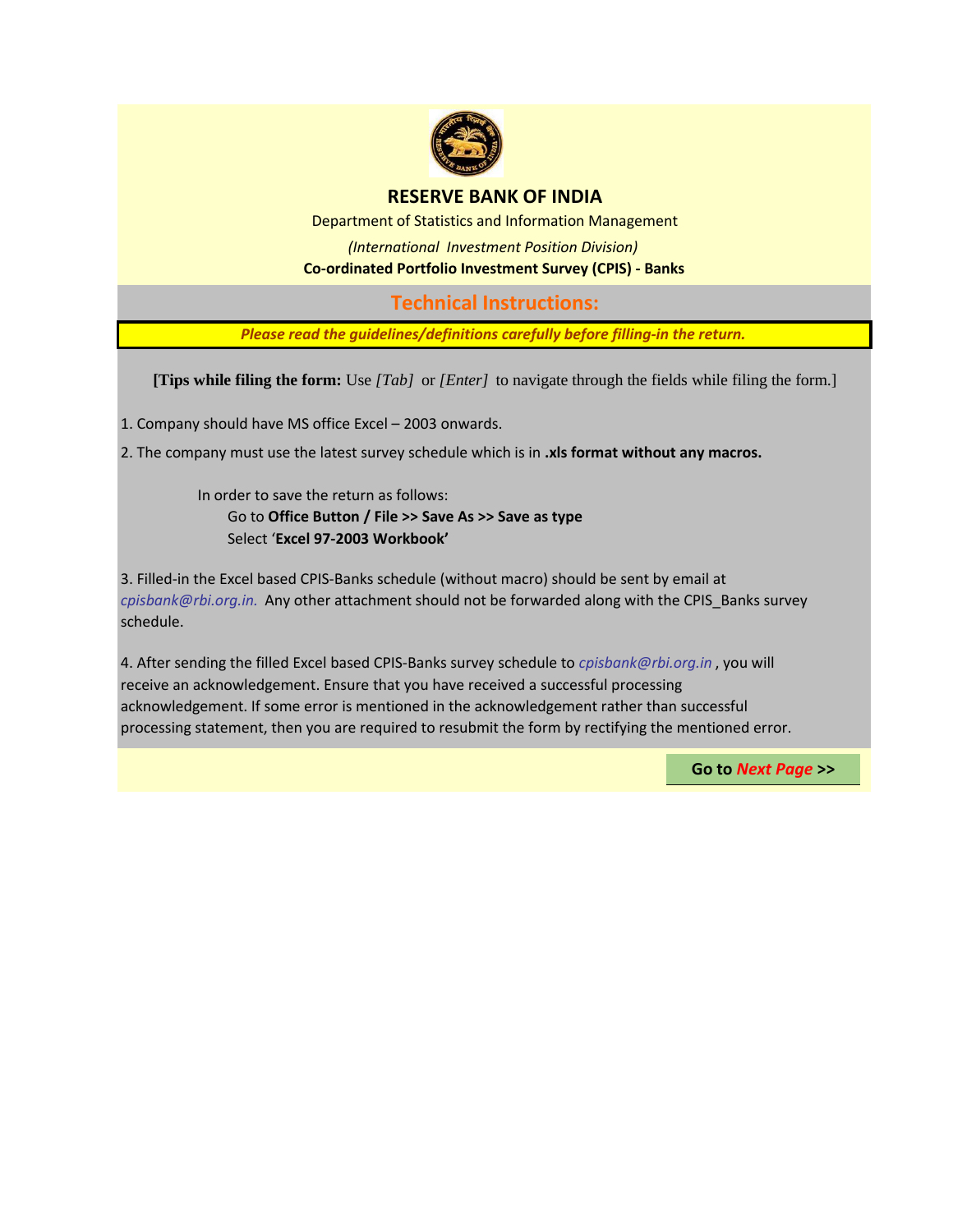# RESERVE BANK OF INDIA

Department of Statistics and Information Management

*(International Investment Position Division)*

**Co-ordinated Portfolio Investment Survey (CPIS) - Banks**

## Technical Instructions:

***Please read the guidelines/definitions carefully before filling-in the return.***

**[Tips while filing the form:** Use *[Tab]* or *[Enter]* to navigate through the fields while filing the form.]

1. Company should have MS office Excel – 2003 onwards.

2. The company must use the latest survey schedule which is in **.xls format without any macros.**

   In order to save the return as follows:
   Go to **Office Button / File >> Save As >> Save as type**
   Select '**Excel 97-2003 Workbook'**

3. Filled-in the Excel based CPIS-Banks schedule (without macro) should be sent by email at *cpisbank@rbi.org.in.* Any other attachment should not be forwarded along with the CPIS_Banks survey schedule.

4. After sending the filled Excel based CPIS-Banks survey schedule to *cpisbank@rbi.org.in* , you will receive an acknowledgement. Ensure that you have received a successful processing acknowledgement. If some error is mentioned in the acknowledgement rather than successful processing statement, then you are required to resubmit the form by rectifying the mentioned error.

**Go to *Next Page* >>**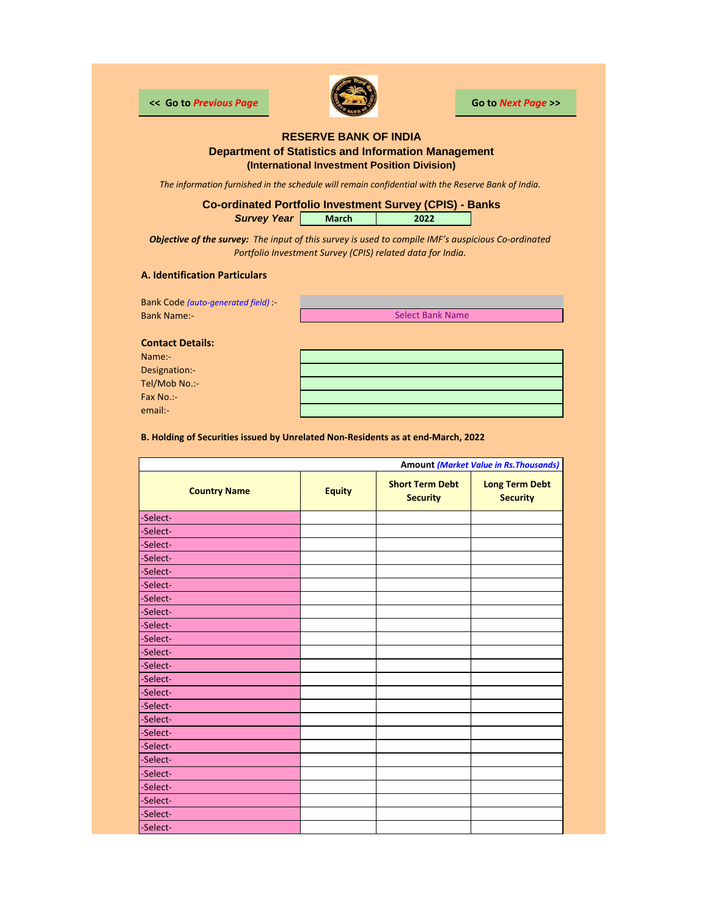<< Go to *Previous Page*

Go to *Next Page* >>

# RESERVE BANK OF INDIA

## Department of Statistics and Information Management

### (International Investment Position Division)

*The information furnished in the schedule will remain confidential with the Reserve Bank of India.*

## Co-ordinated Portfolio Investment Survey (CPIS) - Banks

| ***Survey Year*** | March | 2022 |
|---|---|---|

***Objective of the survey:*** *The input of this survey is used to compile IMF's auspicious Co-ordinated Portfolio Investment Survey (CPIS) related data for India.*

### A. Identification Particulars

| | |
|---|---|
| Bank Code *(auto-generated field)* :- | |
| Bank Name:- | Select Bank Name |

**Contact Details:**

| | |
|---|---|
| Name:- | |
| Designation:- | |
| Tel/Mob No.:- | |
| Fax No.:- | |
| email:- | |

**B. Holding of Securities issued by Unrelated Non-Residents as at end-March, 2022**

| | | | **Amount** ***(Market Value in Rs.Thousands)*** |
|---|---|---|---|
| **Country Name** | **Equity** | **Short Term Debt Security** | **Long Term Debt Security** |
| -Select- | | | |
| -Select- | | | |
| -Select- | | | |
| -Select- | | | |
| -Select- | | | |
| -Select- | | | |
| -Select- | | | |
| -Select- | | | |
| -Select- | | | |
| -Select- | | | |
| -Select- | | | |
| -Select- | | | |
| -Select- | | | |
| -Select- | | | |
| -Select- | | | |
| -Select- | | | |
| -Select- | | | |
| -Select- | | | |
| -Select- | | | |
| -Select- | | | |
| -Select- | | | |
| -Select- | | | |
| -Select- | | | |
| -Select- | | | |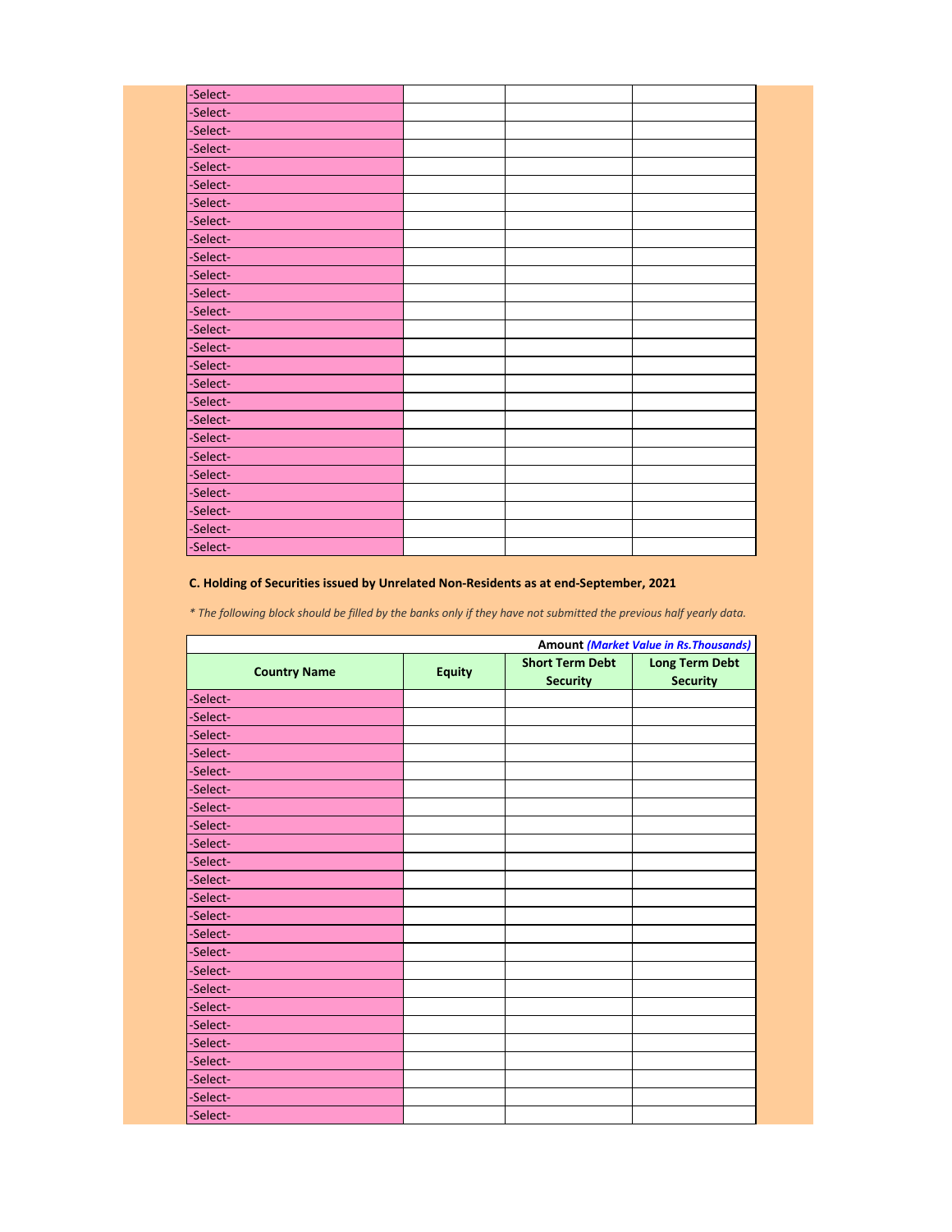| | | | |
|---|---|---|---|
| -Select- | | | |
| -Select- | | | |
| -Select- | | | |
| -Select- | | | |
| -Select- | | | |
| -Select- | | | |
| -Select- | | | |
| -Select- | | | |
| -Select- | | | |
| -Select- | | | |
| -Select- | | | |
| -Select- | | | |
| -Select- | | | |
| -Select- | | | |
| -Select- | | | |
| -Select- | | | |
| -Select- | | | |
| -Select- | | | |
| -Select- | | | |
| -Select- | | | |
| -Select- | | | |
| -Select- | | | |
| -Select- | | | |
| -Select- | | | |
| -Select- | | | |
| -Select- | | | |

**C. Holding of Securities issued by Unrelated Non-Residents as at end-September, 2021**

*\* The following block should be filled by the banks only if they have not submitted the previous half yearly data.*

| | | | **Amount** *(Market Value in Rs.Thousands)* |
|---|---|---|---|
| **Country Name** | **Equity** | **Short Term Debt Security** | **Long Term Debt Security** |
| -Select- | | | |
| -Select- | | | |
| -Select- | | | |
| -Select- | | | |
| -Select- | | | |
| -Select- | | | |
| -Select- | | | |
| -Select- | | | |
| -Select- | | | |
| -Select- | | | |
| -Select- | | | |
| -Select- | | | |
| -Select- | | | |
| -Select- | | | |
| -Select- | | | |
| -Select- | | | |
| -Select- | | | |
| -Select- | | | |
| -Select- | | | |
| -Select- | | | |
| -Select- | | | |
| -Select- | | | |
| -Select- | | | |
| -Select- | | | |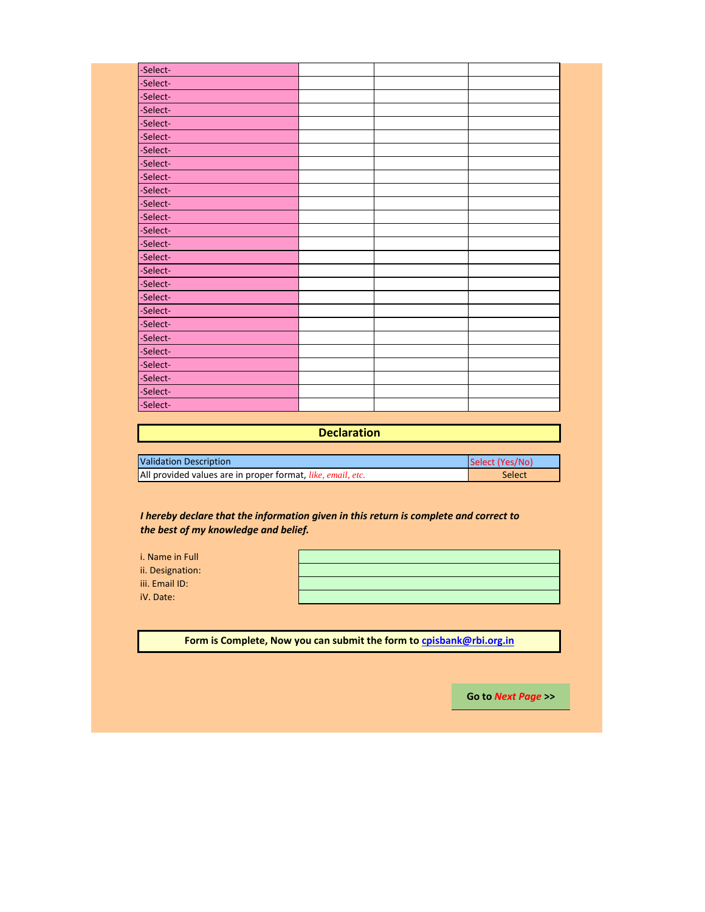| | | | |
|---|---|---|---|
| -Select- | | | |
| -Select- | | | |
| -Select- | | | |
| -Select- | | | |
| -Select- | | | |
| -Select- | | | |
| -Select- | | | |
| -Select- | | | |
| -Select- | | | |
| -Select- | | | |
| -Select- | | | |
| -Select- | | | |
| -Select- | | | |
| -Select- | | | |
| -Select- | | | |
| -Select- | | | |
| -Select- | | | |
| -Select- | | | |
| -Select- | | | |
| -Select- | | | |
| -Select- | | | |
| -Select- | | | |
| -Select- | | | |
| -Select- | | | |
| -Select- | | | |
| -Select- | | | |

## Declaration

| Validation Description | Select (Yes/No) |
|---|---|
| All provided values are in proper format, *like, email, etc.* | Select |

***I hereby declare that the information given in this return is complete and correct to the best of my knowledge and belief.***

| | |
|---|---|
| i. Name in Full | |
| ii. Designation: | |
| iii. Email ID: | |
| iV. Date: | |

**Form is Complete, Now you can submit the form to cpisbank@rbi.org.in**

**Go to *Next Page* >>**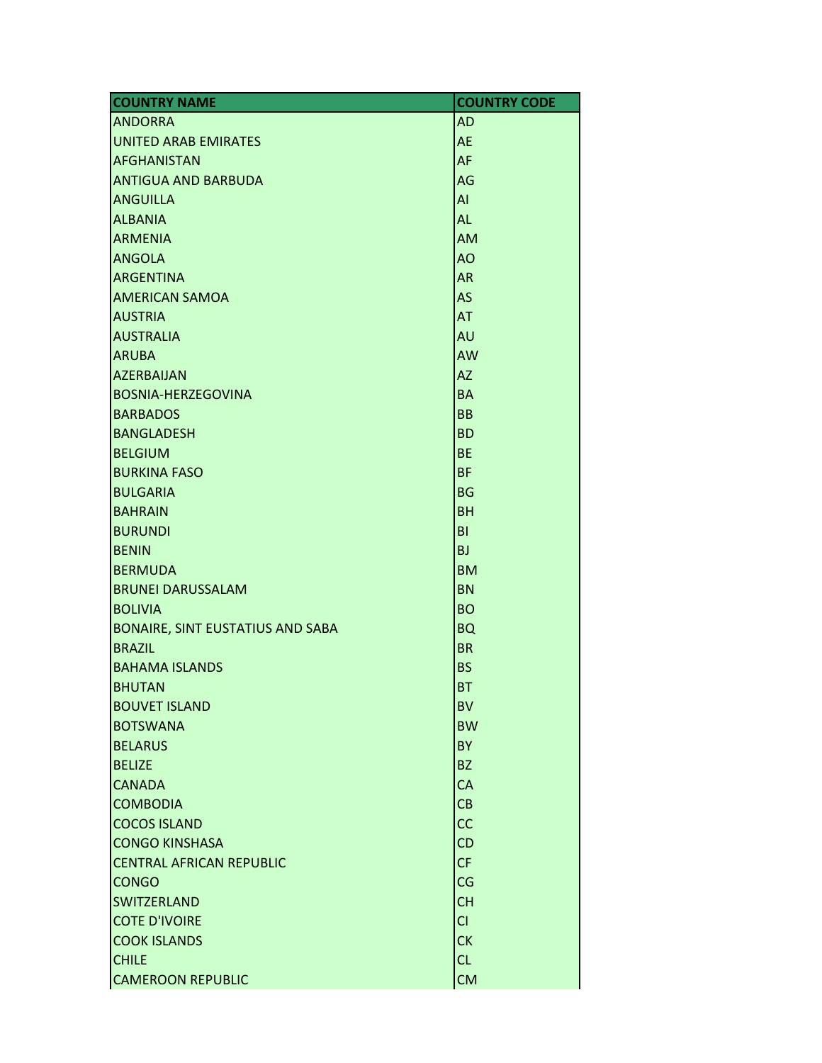| COUNTRY NAME | COUNTRY CODE |
| --- | --- |
| ANDORRA | AD |
| UNITED ARAB EMIRATES | AE |
| AFGHANISTAN | AF |
| ANTIGUA AND BARBUDA | AG |
| ANGUILLA | AI |
| ALBANIA | AL |
| ARMENIA | AM |
| ANGOLA | AO |
| ARGENTINA | AR |
| AMERICAN SAMOA | AS |
| AUSTRIA | AT |
| AUSTRALIA | AU |
| ARUBA | AW |
| AZERBAIJAN | AZ |
| BOSNIA-HERZEGOVINA | BA |
| BARBADOS | BB |
| BANGLADESH | BD |
| BELGIUM | BE |
| BURKINA FASO | BF |
| BULGARIA | BG |
| BAHRAIN | BH |
| BURUNDI | BI |
| BENIN | BJ |
| BERMUDA | BM |
| BRUNEI DARUSSALAM | BN |
| BOLIVIA | BO |
| BONAIRE, SINT EUSTATIUS AND SABA | BQ |
| BRAZIL | BR |
| BAHAMA ISLANDS | BS |
| BHUTAN | BT |
| BOUVET ISLAND | BV |
| BOTSWANA | BW |
| BELARUS | BY |
| BELIZE | BZ |
| CANADA | CA |
| COMBODIA | CB |
| COCOS ISLAND | CC |
| CONGO KINSHASA | CD |
| CENTRAL AFRICAN REPUBLIC | CF |
| CONGO | CG |
| SWITZERLAND | CH |
| COTE D'IVOIRE | CI |
| COOK ISLANDS | CK |
| CHILE | CL |
| CAMEROON REPUBLIC | CM |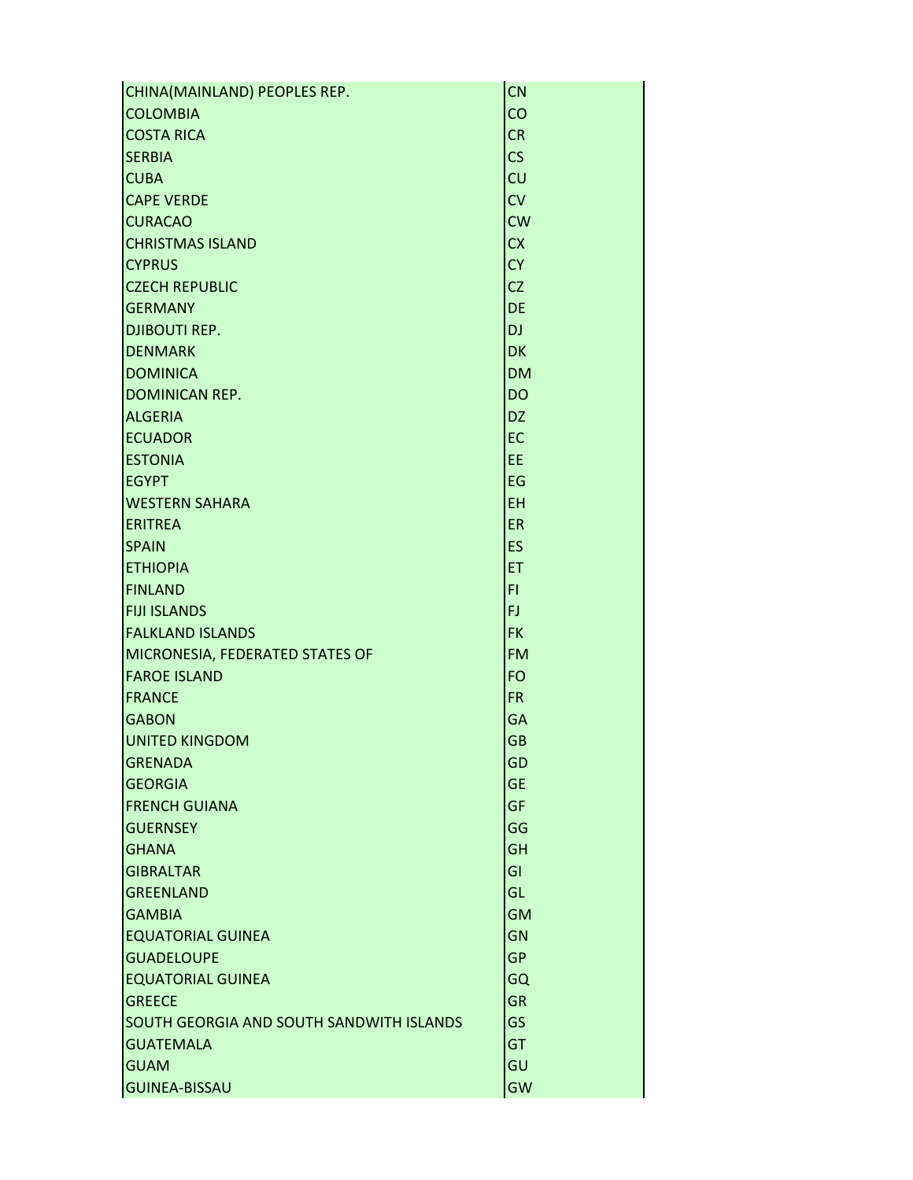| | |
|---|---|
| CHINA(MAINLAND) PEOPLES REP. | CN |
| COLOMBIA | CO |
| COSTA RICA | CR |
| SERBIA | CS |
| CUBA | CU |
| CAPE VERDE | CV |
| CURACAO | CW |
| CHRISTMAS ISLAND | CX |
| CYPRUS | CY |
| CZECH REPUBLIC | CZ |
| GERMANY | DE |
| DJIBOUTI REP. | DJ |
| DENMARK | DK |
| DOMINICA | DM |
| DOMINICAN REP. | DO |
| ALGERIA | DZ |
| ECUADOR | EC |
| ESTONIA | EE |
| EGYPT | EG |
| WESTERN SAHARA | EH |
| ERITREA | ER |
| SPAIN | ES |
| ETHIOPIA | ET |
| FINLAND | FI |
| FIJI ISLANDS | FJ |
| FALKLAND ISLANDS | FK |
| MICRONESIA, FEDERATED STATES OF | FM |
| FAROE ISLAND | FO |
| FRANCE | FR |
| GABON | GA |
| UNITED KINGDOM | GB |
| GRENADA | GD |
| GEORGIA | GE |
| FRENCH GUIANA | GF |
| GUERNSEY | GG |
| GHANA | GH |
| GIBRALTAR | GI |
| GREENLAND | GL |
| GAMBIA | GM |
| EQUATORIAL GUINEA | GN |
| GUADELOUPE | GP |
| EQUATORIAL GUINEA | GQ |
| GREECE | GR |
| SOUTH GEORGIA AND SOUTH SANDWITH ISLANDS | GS |
| GUATEMALA | GT |
| GUAM | GU |
| GUINEA-BISSAU | GW |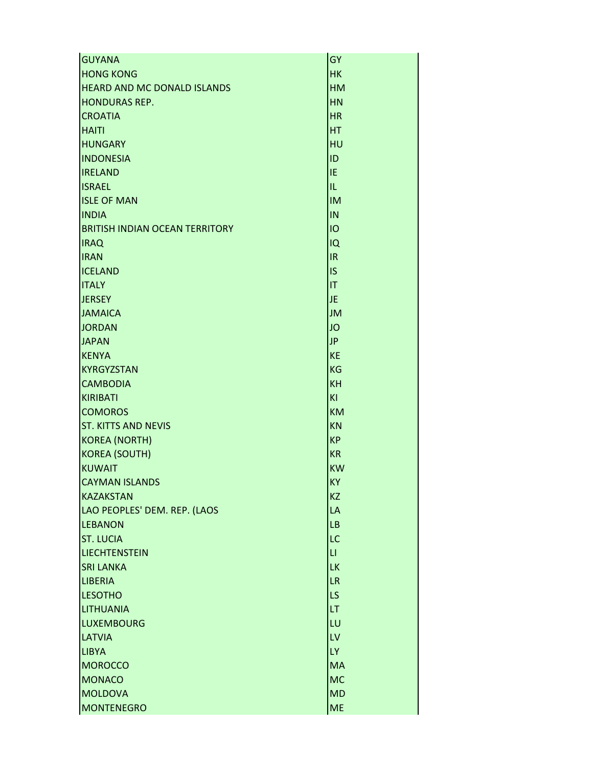| | |
|---|---|
| GUYANA | GY |
| HONG KONG | HK |
| HEARD AND MC DONALD ISLANDS | HM |
| HONDURAS REP. | HN |
| CROATIA | HR |
| HAITI | HT |
| HUNGARY | HU |
| INDONESIA | ID |
| IRELAND | IE |
| ISRAEL | IL |
| ISLE OF MAN | IM |
| INDIA | IN |
| BRITISH INDIAN OCEAN TERRITORY | IO |
| IRAQ | IQ |
| IRAN | IR |
| ICELAND | IS |
| ITALY | IT |
| JERSEY | JE |
| JAMAICA | JM |
| JORDAN | JO |
| JAPAN | JP |
| KENYA | KE |
| KYRGYZSTAN | KG |
| CAMBODIA | KH |
| KIRIBATI | KI |
| COMOROS | KM |
| ST. KITTS AND NEVIS | KN |
| KOREA (NORTH) | KP |
| KOREA (SOUTH) | KR |
| KUWAIT | KW |
| CAYMAN ISLANDS | KY |
| KAZAKSTAN | KZ |
| LAO PEOPLES' DEM. REP. (LAOS | LA |
| LEBANON | LB |
| ST. LUCIA | LC |
| LIECHTENSTEIN | LI |
| SRI LANKA | LK |
| LIBERIA | LR |
| LESOTHO | LS |
| LITHUANIA | LT |
| LUXEMBOURG | LU |
| LATVIA | LV |
| LIBYA | LY |
| MOROCCO | MA |
| MONACO | MC |
| MOLDOVA | MD |
| MONTENEGRO | ME |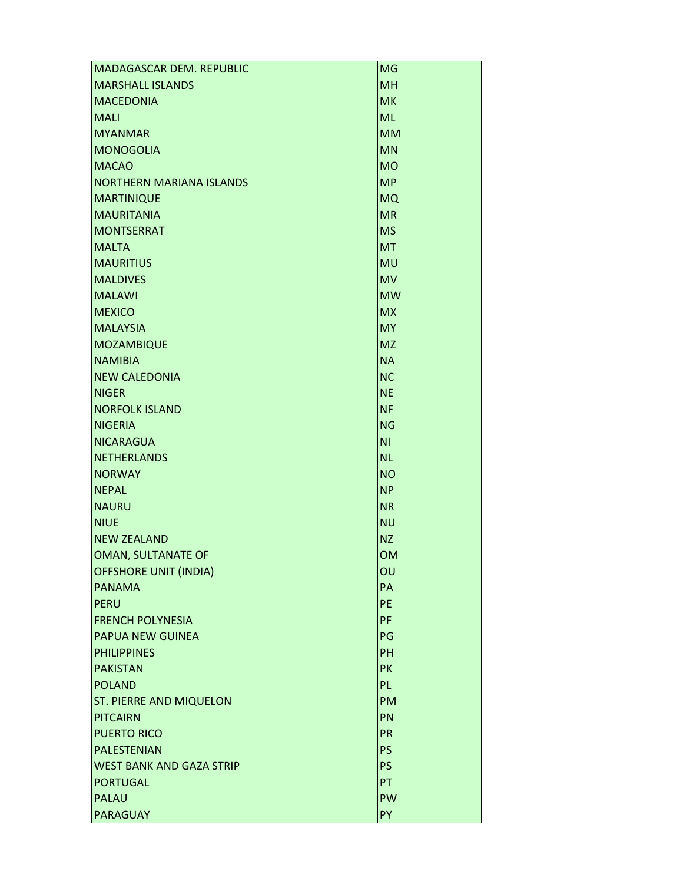| | |
|---|---|
| MADAGASCAR DEM. REPUBLIC | MG |
| MARSHALL ISLANDS | MH |
| MACEDONIA | MK |
| MALI | ML |
| MYANMAR | MM |
| MONOGOLIA | MN |
| MACAO | MO |
| NORTHERN MARIANA ISLANDS | MP |
| MARTINIQUE | MQ |
| MAURITANIA | MR |
| MONTSERRAT | MS |
| MALTA | MT |
| MAURITIUS | MU |
| MALDIVES | MV |
| MALAWI | MW |
| MEXICO | MX |
| MALAYSIA | MY |
| MOZAMBIQUE | MZ |
| NAMIBIA | NA |
| NEW CALEDONIA | NC |
| NIGER | NE |
| NORFOLK ISLAND | NF |
| NIGERIA | NG |
| NICARAGUA | NI |
| NETHERLANDS | NL |
| NORWAY | NO |
| NEPAL | NP |
| NAURU | NR |
| NIUE | NU |
| NEW ZEALAND | NZ |
| OMAN, SULTANATE OF | OM |
| OFFSHORE UNIT (INDIA) | OU |
| PANAMA | PA |
| PERU | PE |
| FRENCH POLYNESIA | PF |
| PAPUA NEW GUINEA | PG |
| PHILIPPINES | PH |
| PAKISTAN | PK |
| POLAND | PL |
| ST. PIERRE AND MIQUELON | PM |
| PITCAIRN | PN |
| PUERTO RICO | PR |
| PALESTENIAN | PS |
| WEST BANK AND GAZA STRIP | PS |
| PORTUGAL | PT |
| PALAU | PW |
| PARAGUAY | PY |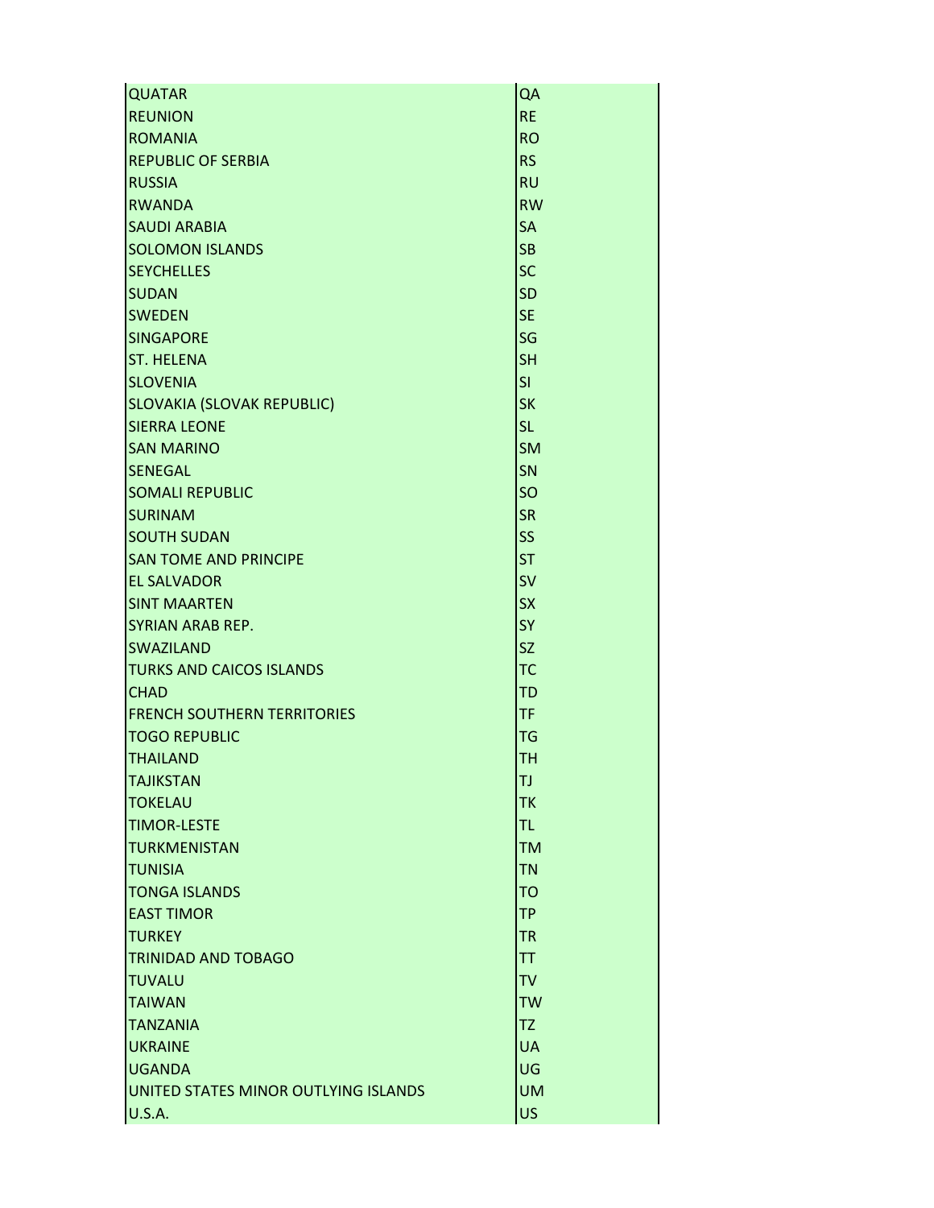| | |
|---|---|
| QUATAR | QA |
| REUNION | RE |
| ROMANIA | RO |
| REPUBLIC OF SERBIA | RS |
| RUSSIA | RU |
| RWANDA | RW |
| SAUDI ARABIA | SA |
| SOLOMON ISLANDS | SB |
| SEYCHELLES | SC |
| SUDAN | SD |
| SWEDEN | SE |
| SINGAPORE | SG |
| ST. HELENA | SH |
| SLOVENIA | SI |
| SLOVAKIA (SLOVAK REPUBLIC) | SK |
| SIERRA LEONE | SL |
| SAN MARINO | SM |
| SENEGAL | SN |
| SOMALI REPUBLIC | SO |
| SURINAM | SR |
| SOUTH SUDAN | SS |
| SAN TOME AND PRINCIPE | ST |
| EL SALVADOR | SV |
| SINT MAARTEN | SX |
| SYRIAN ARAB REP. | SY |
| SWAZILAND | SZ |
| TURKS AND CAICOS ISLANDS | TC |
| CHAD | TD |
| FRENCH SOUTHERN TERRITORIES | TF |
| TOGO REPUBLIC | TG |
| THAILAND | TH |
| TAJIKSTAN | TJ |
| TOKELAU | TK |
| TIMOR-LESTE | TL |
| TURKMENISTAN | TM |
| TUNISIA | TN |
| TONGA ISLANDS | TO |
| EAST TIMOR | TP |
| TURKEY | TR |
| TRINIDAD AND TOBAGO | TT |
| TUVALU | TV |
| TAIWAN | TW |
| TANZANIA | TZ |
| UKRAINE | UA |
| UGANDA | UG |
| UNITED STATES MINOR OUTLYING ISLANDS | UM |
| U.S.A. | US |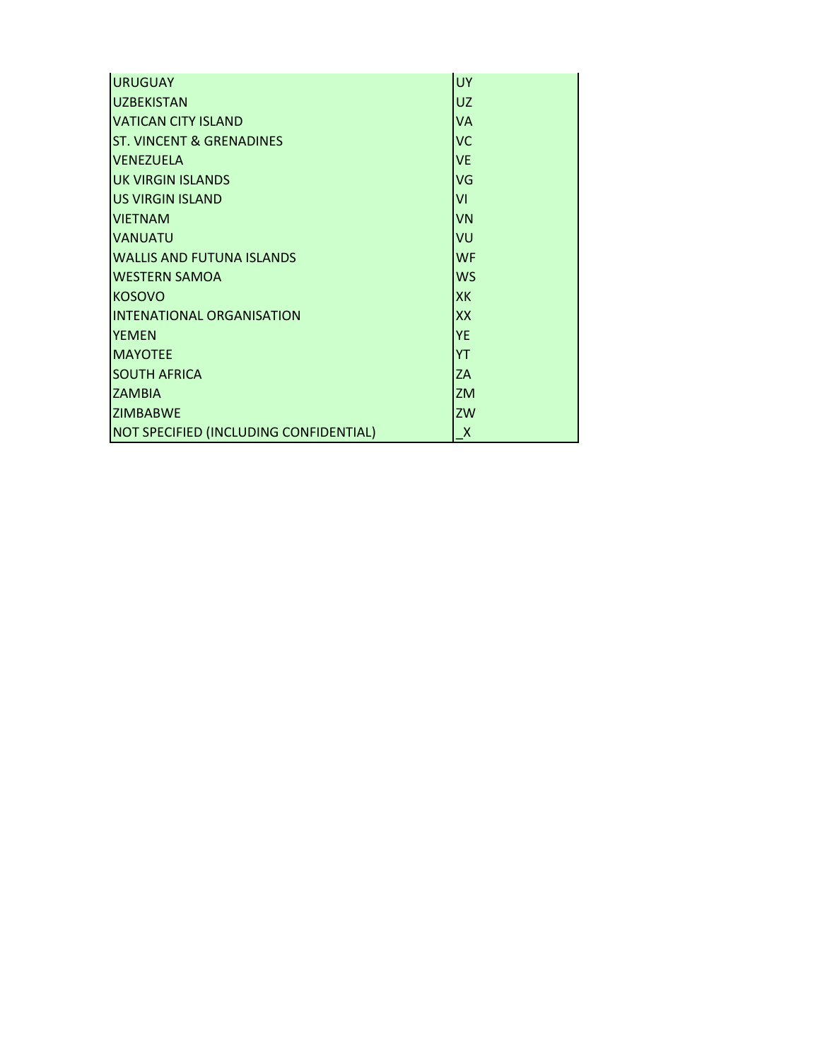| | |
|---|---|
| URUGUAY | UY |
| UZBEKISTAN | UZ |
| VATICAN CITY ISLAND | VA |
| ST. VINCENT & GRENADINES | VC |
| VENEZUELA | VE |
| UK VIRGIN ISLANDS | VG |
| US VIRGIN ISLAND | VI |
| VIETNAM | VN |
| VANUATU | VU |
| WALLIS AND FUTUNA ISLANDS | WF |
| WESTERN SAMOA | WS |
| KOSOVO | XK |
| INTENATIONAL ORGANISATION | XX |
| YEMEN | YE |
| MAYOTEE | YT |
| SOUTH AFRICA | ZA |
| ZAMBIA | ZM |
| ZIMBABWE | ZW |
| NOT SPECIFIED (INCLUDING CONFIDENTIAL) | _X |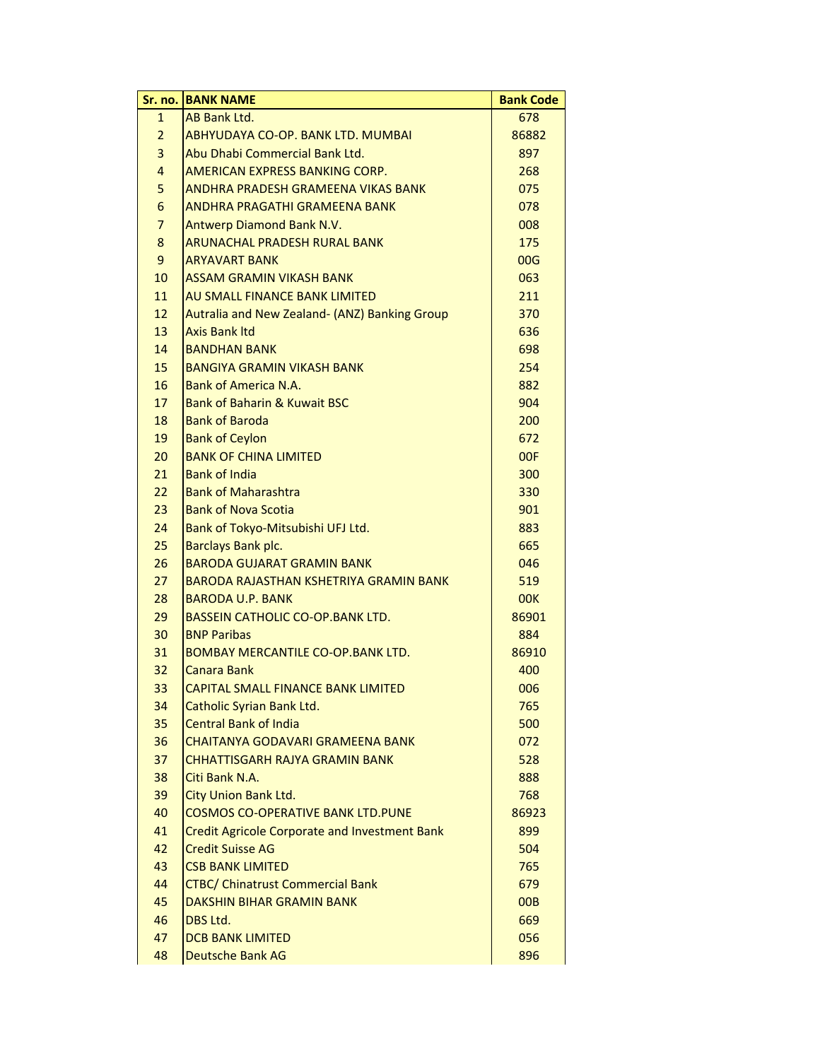| Sr. no. | BANK NAME | Bank Code |
|---|---|---|
| 1 | AB Bank Ltd. | 678 |
| 2 | ABHYUDAYA CO-OP. BANK LTD. MUMBAI | 86882 |
| 3 | Abu Dhabi Commercial Bank Ltd. | 897 |
| 4 | AMERICAN EXPRESS BANKING CORP. | 268 |
| 5 | ANDHRA PRADESH GRAMEENA VIKAS BANK | 075 |
| 6 | ANDHRA PRAGATHI GRAMEENA BANK | 078 |
| 7 | Antwerp Diamond Bank N.V. | 008 |
| 8 | ARUNACHAL PRADESH RURAL BANK | 175 |
| 9 | ARYAVART BANK | 00G |
| 10 | ASSAM GRAMIN VIKASH BANK | 063 |
| 11 | AU SMALL FINANCE BANK LIMITED | 211 |
| 12 | Autralia and New Zealand- (ANZ) Banking Group | 370 |
| 13 | Axis Bank ltd | 636 |
| 14 | BANDHAN BANK | 698 |
| 15 | BANGIYA GRAMIN VIKASH BANK | 254 |
| 16 | Bank of America N.A. | 882 |
| 17 | Bank of Baharin & Kuwait BSC | 904 |
| 18 | Bank of Baroda | 200 |
| 19 | Bank of Ceylon | 672 |
| 20 | BANK OF CHINA LIMITED | 00F |
| 21 | Bank of India | 300 |
| 22 | Bank of Maharashtra | 330 |
| 23 | Bank of Nova Scotia | 901 |
| 24 | Bank of Tokyo-Mitsubishi UFJ Ltd. | 883 |
| 25 | Barclays Bank plc. | 665 |
| 26 | BARODA GUJARAT GRAMIN BANK | 046 |
| 27 | BARODA RAJASTHAN KSHETRIYA GRAMIN BANK | 519 |
| 28 | BARODA U.P. BANK | 00K |
| 29 | BASSEIN CATHOLIC CO-OP.BANK LTD. | 86901 |
| 30 | BNP Paribas | 884 |
| 31 | BOMBAY MERCANTILE CO-OP.BANK LTD. | 86910 |
| 32 | Canara Bank | 400 |
| 33 | CAPITAL SMALL FINANCE BANK LIMITED | 006 |
| 34 | Catholic Syrian Bank Ltd. | 765 |
| 35 | Central Bank of India | 500 |
| 36 | CHAITANYA GODAVARI GRAMEENA BANK | 072 |
| 37 | CHHATTISGARH RAJYA GRAMIN BANK | 528 |
| 38 | Citi Bank N.A. | 888 |
| 39 | City Union Bank Ltd. | 768 |
| 40 | COSMOS CO-OPERATIVE BANK LTD.PUNE | 86923 |
| 41 | Credit Agricole Corporate and Investment Bank | 899 |
| 42 | Credit Suisse AG | 504 |
| 43 | CSB BANK LIMITED | 765 |
| 44 | CTBC/ Chinatrust Commercial Bank | 679 |
| 45 | DAKSHIN BIHAR GRAMIN BANK | 00B |
| 46 | DBS Ltd. | 669 |
| 47 | DCB BANK LIMITED | 056 |
| 48 | Deutsche Bank AG | 896 |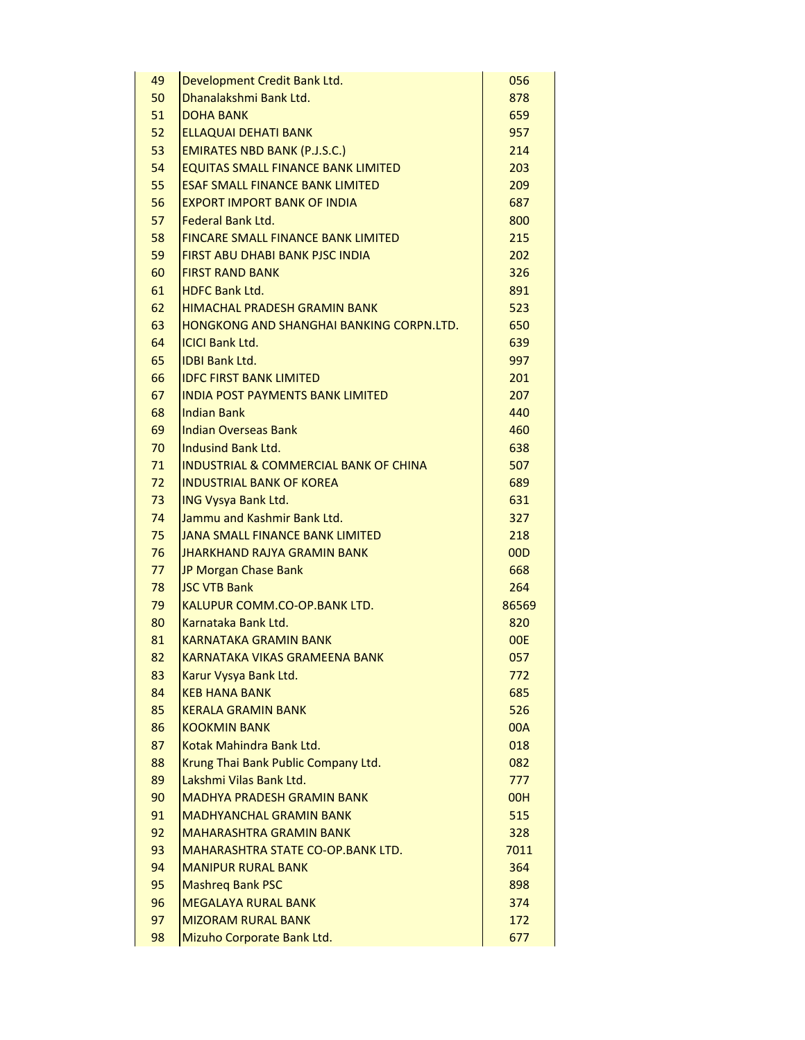| 49 | Development Credit Bank Ltd. | 056 |
|---|---|---|
| 50 | Dhanalakshmi Bank Ltd. | 878 |
| 51 | DOHA BANK | 659 |
| 52 | ELLAQUAI DEHATI BANK | 957 |
| 53 | EMIRATES NBD BANK (P.J.S.C.) | 214 |
| 54 | EQUITAS SMALL FINANCE BANK LIMITED | 203 |
| 55 | ESAF SMALL FINANCE BANK LIMITED | 209 |
| 56 | EXPORT IMPORT BANK OF INDIA | 687 |
| 57 | Federal Bank Ltd. | 800 |
| 58 | FINCARE SMALL FINANCE BANK LIMITED | 215 |
| 59 | FIRST ABU DHABI BANK PJSC INDIA | 202 |
| 60 | FIRST RAND BANK | 326 |
| 61 | HDFC Bank Ltd. | 891 |
| 62 | HIMACHAL PRADESH GRAMIN BANK | 523 |
| 63 | HONGKONG AND SHANGHAI BANKING CORPN.LTD. | 650 |
| 64 | ICICI Bank Ltd. | 639 |
| 65 | IDBI Bank Ltd. | 997 |
| 66 | IDFC FIRST BANK LIMITED | 201 |
| 67 | INDIA POST PAYMENTS BANK LIMITED | 207 |
| 68 | Indian Bank | 440 |
| 69 | Indian Overseas Bank | 460 |
| 70 | Indusind Bank Ltd. | 638 |
| 71 | INDUSTRIAL & COMMERCIAL BANK OF CHINA | 507 |
| 72 | INDUSTRIAL BANK OF KOREA | 689 |
| 73 | ING Vysya Bank Ltd. | 631 |
| 74 | Jammu and Kashmir Bank Ltd. | 327 |
| 75 | JANA SMALL FINANCE BANK LIMITED | 218 |
| 76 | JHARKHAND RAJYA GRAMIN BANK | 00D |
| 77 | JP Morgan Chase Bank | 668 |
| 78 | JSC VTB Bank | 264 |
| 79 | KALUPUR COMM.CO-OP.BANK LTD. | 86569 |
| 80 | Karnataka Bank Ltd. | 820 |
| 81 | KARNATAKA GRAMIN BANK | 00E |
| 82 | KARNATAKA VIKAS GRAMEENA BANK | 057 |
| 83 | Karur Vysya Bank Ltd. | 772 |
| 84 | KEB HANA BANK | 685 |
| 85 | KERALA GRAMIN BANK | 526 |
| 86 | KOOKMIN BANK | 00A |
| 87 | Kotak Mahindra Bank Ltd. | 018 |
| 88 | Krung Thai Bank Public Company Ltd. | 082 |
| 89 | Lakshmi Vilas Bank Ltd. | 777 |
| 90 | MADHYA PRADESH GRAMIN BANK | 00H |
| 91 | MADHYANCHAL GRAMIN BANK | 515 |
| 92 | MAHARASHTRA GRAMIN BANK | 328 |
| 93 | MAHARASHTRA STATE CO-OP.BANK LTD. | 7011 |
| 94 | MANIPUR RURAL BANK | 364 |
| 95 | Mashreq Bank PSC | 898 |
| 96 | MEGALAYA RURAL BANK | 374 |
| 97 | MIZORAM RURAL BANK | 172 |
| 98 | Mizuho Corporate Bank Ltd. | 677 |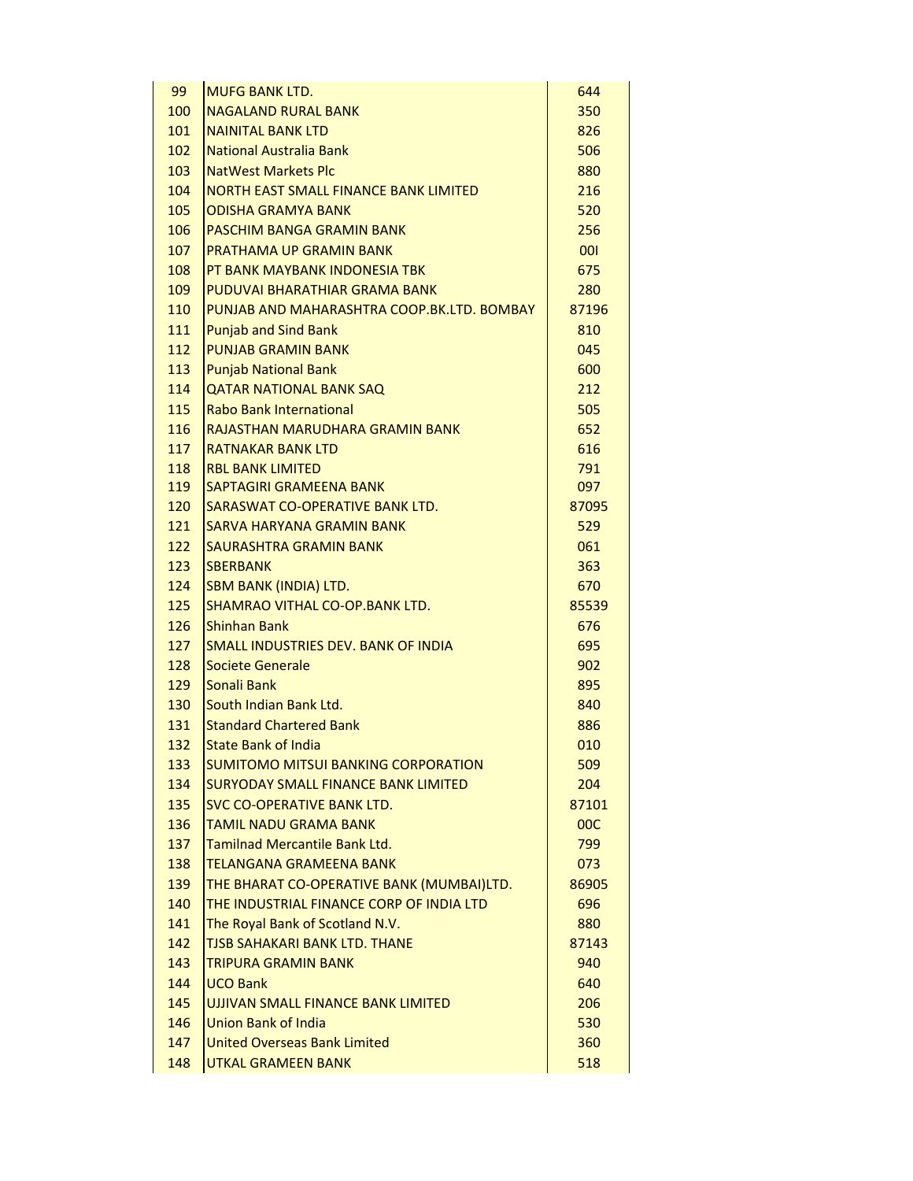| | | |
|---|---|---|
| 99 | MUFG BANK LTD. | 644 |
| 100 | NAGALAND RURAL BANK | 350 |
| 101 | NAINITAL BANK LTD | 826 |
| 102 | National Australia Bank | 506 |
| 103 | NatWest Markets Plc | 880 |
| 104 | NORTH EAST SMALL FINANCE BANK LIMITED | 216 |
| 105 | ODISHA GRAMYA BANK | 520 |
| 106 | PASCHIM BANGA GRAMIN BANK | 256 |
| 107 | PRATHAMA UP GRAMIN BANK | 00I |
| 108 | PT BANK MAYBANK INDONESIA TBK | 675 |
| 109 | PUDUVAI BHARATHIAR GRAMA BANK | 280 |
| 110 | PUNJAB AND MAHARASHTRA COOP.BK.LTD. BOMBAY | 87196 |
| 111 | Punjab and Sind Bank | 810 |
| 112 | PUNJAB GRAMIN BANK | 045 |
| 113 | Punjab National Bank | 600 |
| 114 | QATAR NATIONAL BANK SAQ | 212 |
| 115 | Rabo Bank International | 505 |
| 116 | RAJASTHAN MARUDHARA GRAMIN BANK | 652 |
| 117 | RATNAKAR BANK LTD | 616 |
| 118 | RBL BANK LIMITED | 791 |
| 119 | SAPTAGIRI GRAMEENA BANK | 097 |
| 120 | SARASWAT CO-OPERATIVE BANK LTD. | 87095 |
| 121 | SARVA HARYANA GRAMIN BANK | 529 |
| 122 | SAURASHTRA GRAMIN BANK | 061 |
| 123 | SBERBANK | 363 |
| 124 | SBM BANK (INDIA) LTD. | 670 |
| 125 | SHAMRAO VITHAL CO-OP.BANK LTD. | 85539 |
| 126 | Shinhan Bank | 676 |
| 127 | SMALL INDUSTRIES DEV. BANK OF INDIA | 695 |
| 128 | Societe Generale | 902 |
| 129 | Sonali Bank | 895 |
| 130 | South Indian Bank Ltd. | 840 |
| 131 | Standard Chartered Bank | 886 |
| 132 | State Bank of India | 010 |
| 133 | SUMITOMO MITSUI BANKING CORPORATION | 509 |
| 134 | SURYODAY SMALL FINANCE BANK LIMITED | 204 |
| 135 | SVC CO-OPERATIVE BANK LTD. | 87101 |
| 136 | TAMIL NADU GRAMA BANK | 00C |
| 137 | Tamilnad Mercantile Bank Ltd. | 799 |
| 138 | TELANGANA GRAMEENA BANK | 073 |
| 139 | THE BHARAT CO-OPERATIVE BANK (MUMBAI)LTD. | 86905 |
| 140 | THE INDUSTRIAL FINANCE CORP OF INDIA LTD | 696 |
| 141 | The Royal Bank of Scotland N.V. | 880 |
| 142 | TJSB SAHAKARI BANK LTD. THANE | 87143 |
| 143 | TRIPURA GRAMIN BANK | 940 |
| 144 | UCO Bank | 640 |
| 145 | UJJIVAN SMALL FINANCE BANK LIMITED | 206 |
| 146 | Union Bank of India | 530 |
| 147 | United Overseas Bank Limited | 360 |
| 148 | UTKAL GRAMEEN BANK | 518 |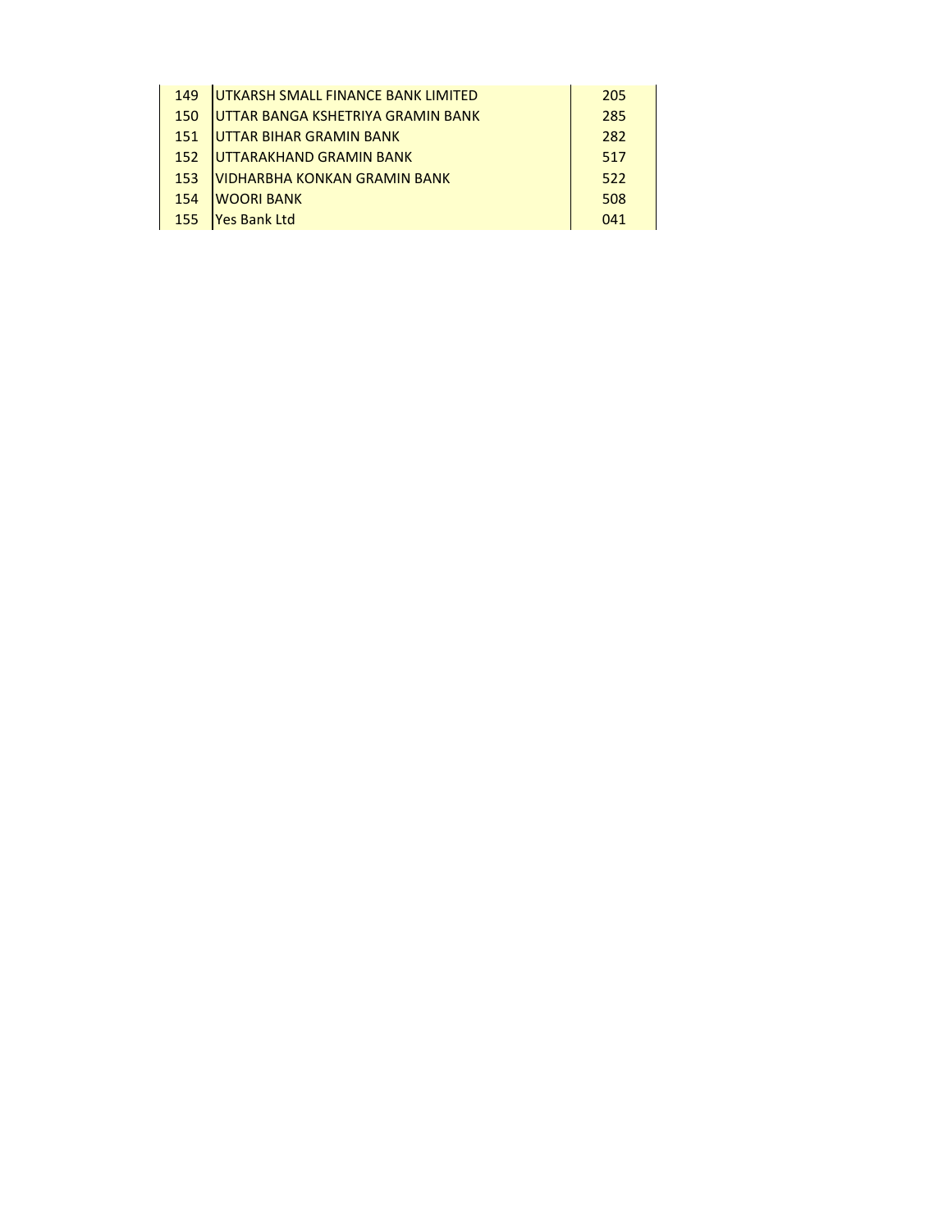| | | |
|---|---|---|
| 149 | UTKARSH SMALL FINANCE BANK LIMITED | 205 |
| 150 | UTTAR BANGA KSHETRIYA GRAMIN BANK | 285 |
| 151 | UTTAR BIHAR GRAMIN BANK | 282 |
| 152 | UTTARAKHAND GRAMIN BANK | 517 |
| 153 | VIDHARBHA KONKAN GRAMIN BANK | 522 |
| 154 | WOORI BANK | 508 |
| 155 | Yes Bank Ltd | 041 |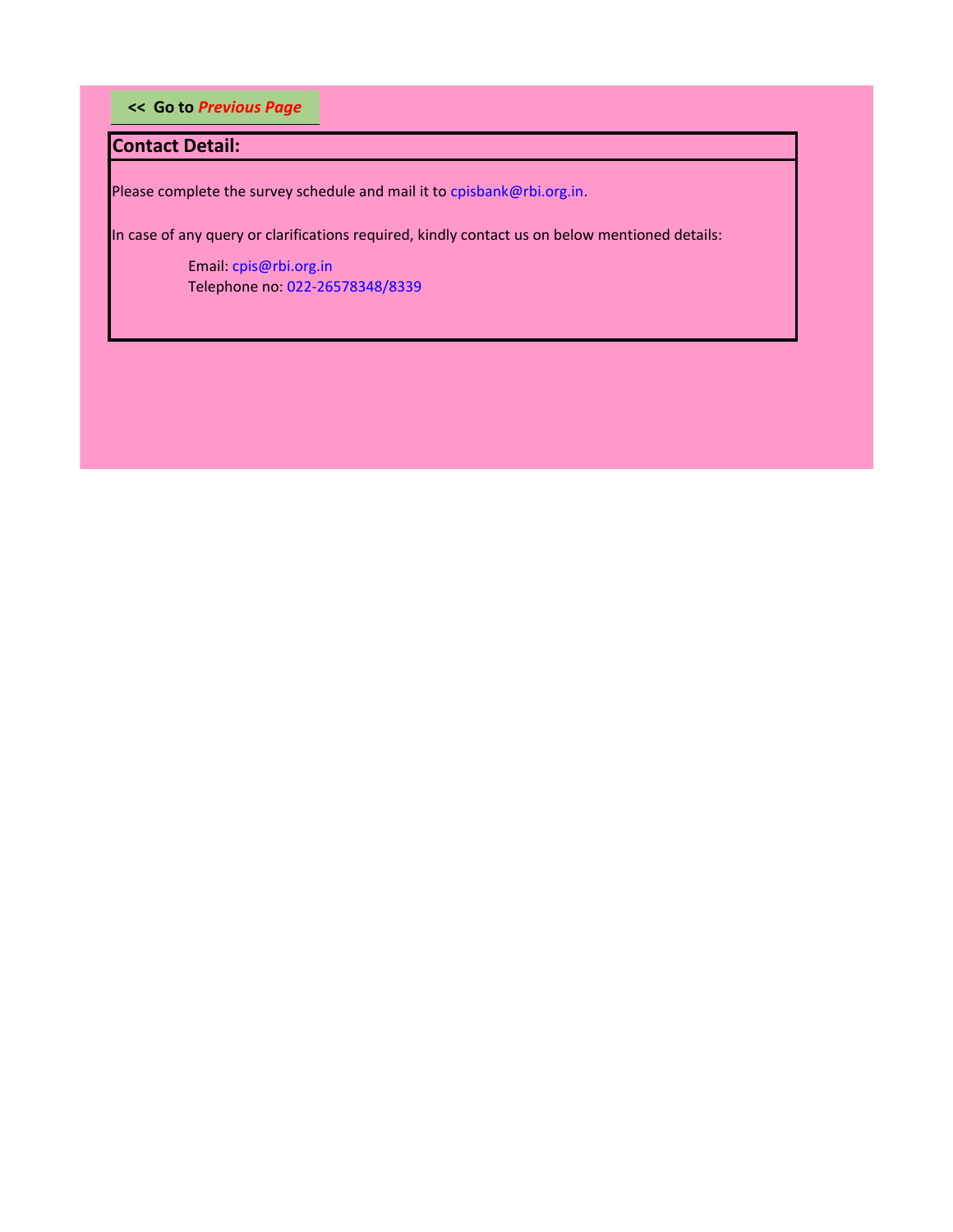<< Go to *Previous Page*

## Contact Detail:

Please complete the survey schedule and mail it to cpisbank@rbi.org.in.

In case of any query or clarifications required, kindly contact us on below mentioned details:

Email: cpis@rbi.org.in
Telephone no: 022-26578348/8339